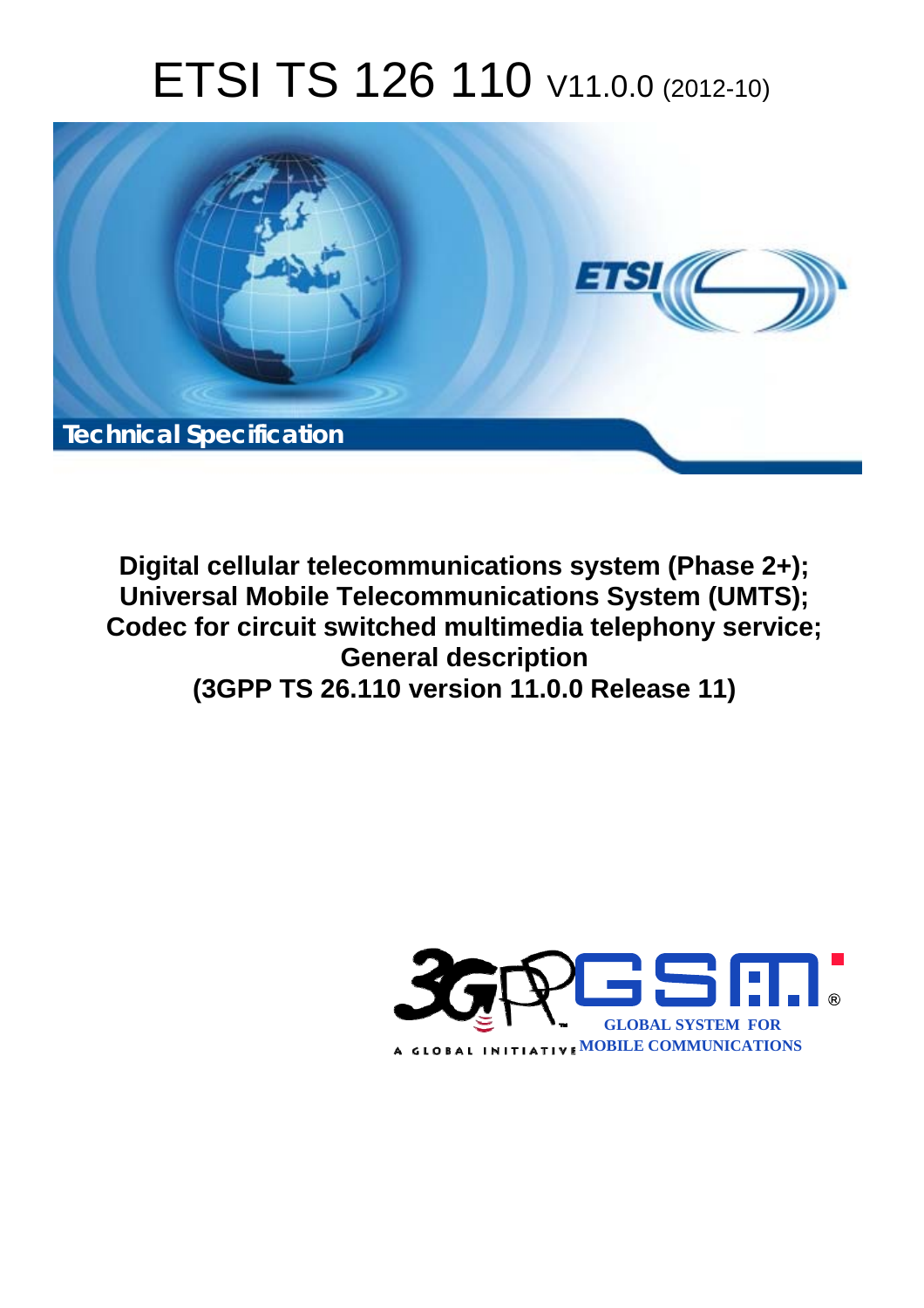# ETSI TS 126 110 V11.0.0 (2012-10)

Technical Specification

**Digital cellular telecommunications system (Phase 2+); Universal Mobile Telecommunications System (UMTS); Codec for circuit switched multimedia telephony service; General description (3GPP TS 26.110 version 11.0.0 Release 11)**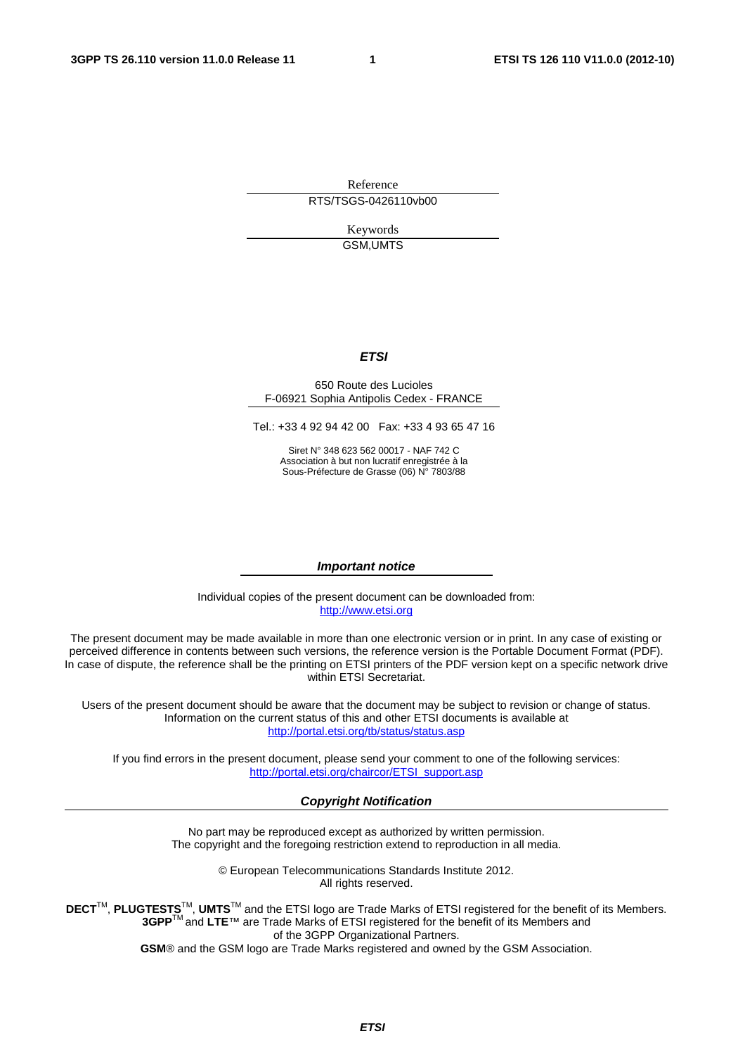Reference

RTS/TSGS-0426110vb00

Keywords

GSM,UMTS

***ETSI***

650 Route des Lucioles
F-06921 Sophia Antipolis Cedex - FRANCE

Tel.: +33 4 92 94 42 00 Fax: +33 4 93 65 47 16

Siret N° 348 623 562 00017 - NAF 742 C
Association à but non lucratif enregistrée à la
Sous-Préfecture de Grasse (06) N° 7803/88

***Important notice***

Individual copies of the present document can be downloaded from:
http://www.etsi.org

The present document may be made available in more than one electronic version or in print. In any case of existing or perceived difference in contents between such versions, the reference version is the Portable Document Format (PDF). In case of dispute, the reference shall be the printing on ETSI printers of the PDF version kept on a specific network drive within ETSI Secretariat.

Users of the present document should be aware that the document may be subject to revision or change of status. Information on the current status of this and other ETSI documents is available at
http://portal.etsi.org/tb/status/status.asp

If you find errors in the present document, please send your comment to one of the following services:
http://portal.etsi.org/chaircor/ETSI_support.asp

***Copyright Notification***

No part may be reproduced except as authorized by written permission.
The copyright and the foregoing restriction extend to reproduction in all media.

© European Telecommunications Standards Institute 2012.
All rights reserved.

**DECT**™, **PLUGTESTS**™, **UMTS**™ and the ETSI logo are Trade Marks of ETSI registered for the benefit of its Members.
**3GPP**™ and **LTE**™ are Trade Marks of ETSI registered for the benefit of its Members and
of the 3GPP Organizational Partners.
**GSM**® and the GSM logo are Trade Marks registered and owned by the GSM Association.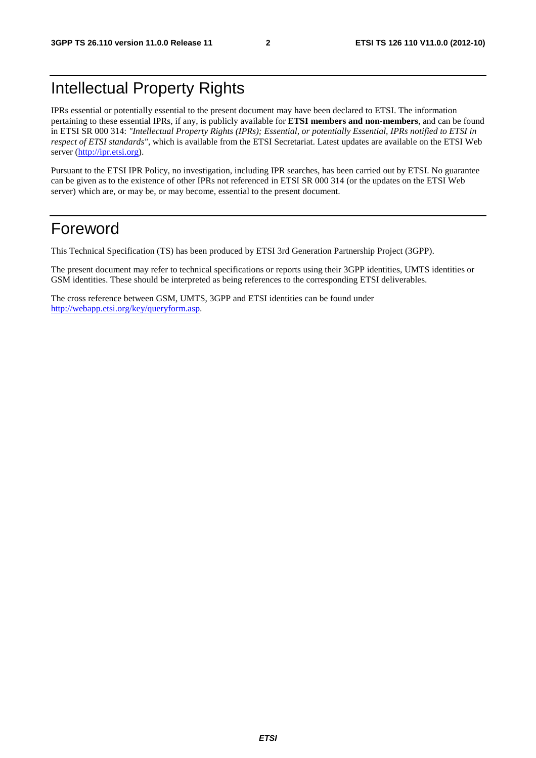# Intellectual Property Rights

IPRs essential or potentially essential to the present document may have been declared to ETSI. The information pertaining to these essential IPRs, if any, is publicly available for **ETSI members and non-members**, and can be found in ETSI SR 000 314: *"Intellectual Property Rights (IPRs); Essential, or potentially Essential, IPRs notified to ETSI in respect of ETSI standards"*, which is available from the ETSI Secretariat. Latest updates are available on the ETSI Web server (http://ipr.etsi.org).

Pursuant to the ETSI IPR Policy, no investigation, including IPR searches, has been carried out by ETSI. No guarantee can be given as to the existence of other IPRs not referenced in ETSI SR 000 314 (or the updates on the ETSI Web server) which are, or may be, or may become, essential to the present document.

# Foreword

This Technical Specification (TS) has been produced by ETSI 3rd Generation Partnership Project (3GPP).

The present document may refer to technical specifications or reports using their 3GPP identities, UMTS identities or GSM identities. These should be interpreted as being references to the corresponding ETSI deliverables.

The cross reference between GSM, UMTS, 3GPP and ETSI identities can be found under http://webapp.etsi.org/key/queryform.asp.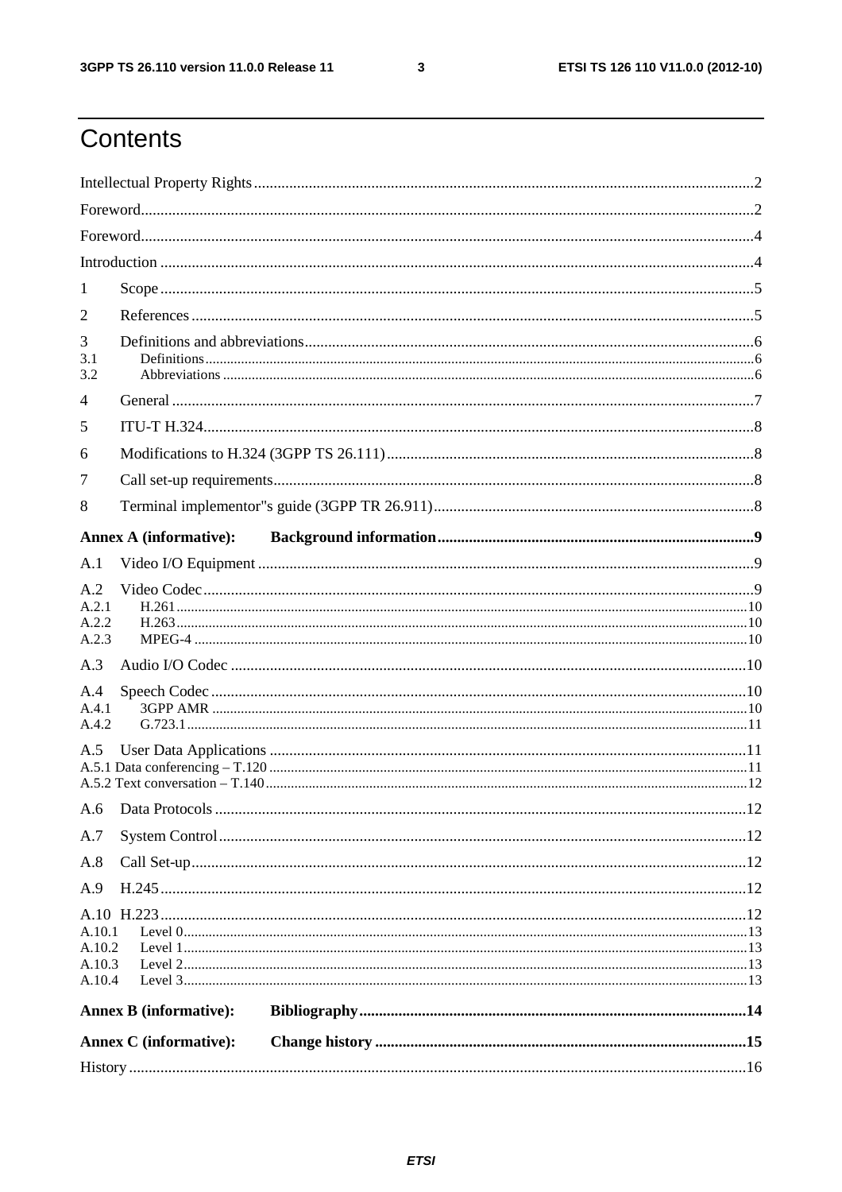# Contents

Intellectual Property Rights ..... 2

Foreword ..... 2

Foreword ..... 4

Introduction ..... 4

1 Scope ..... 5

2 References ..... 5

3 Definitions and abbreviations ..... 6

3.1 Definitions ..... 6

3.2 Abbreviations ..... 6

4 General ..... 7

5 ITU-T H.324 ..... 8

6 Modifications to H.324 (3GPP TS 26.111) ..... 8

7 Call set-up requirements ..... 8

8 Terminal implementor"s guide (3GPP TR 26.911) ..... 8

**Annex A (informative): Background information ..... 9**

A.1 Video I/O Equipment ..... 9

A.2 Video Codec ..... 9

A.2.1 H.261 ..... 10

A.2.2 H.263 ..... 10

A.2.3 MPEG-4 ..... 10

A.3 Audio I/O Codec ..... 10

A.4 Speech Codec ..... 10

A.4.1 3GPP AMR ..... 10

A.4.2 G.723.1 ..... 11

A.5 User Data Applications ..... 11

A.5.1 Data conferencing – T.120 ..... 11

A.5.2 Text conversation – T.140 ..... 12

A.6 Data Protocols ..... 12

A.7 System Control ..... 12

A.8 Call Set-up ..... 12

A.9 H.245 ..... 12

A.10 H.223 ..... 12

A.10.1 Level 0 ..... 13

A.10.2 Level 1 ..... 13

A.10.3 Level 2 ..... 13

A.10.4 Level 3 ..... 13

**Annex B (informative): Bibliography ..... 14**

**Annex C (informative): Change history ..... 15**

History ..... 16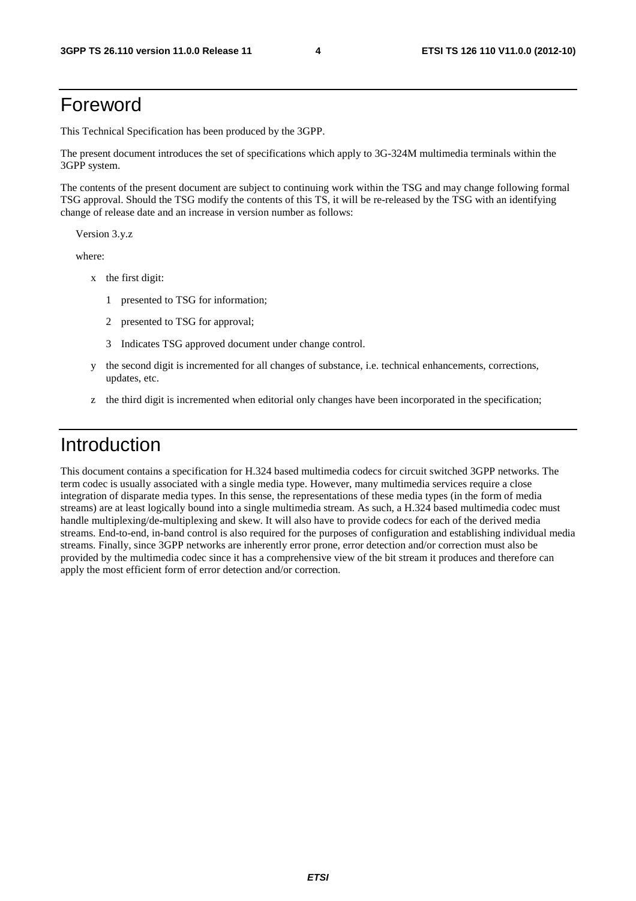# Foreword

This Technical Specification has been produced by the 3GPP.

The present document introduces the set of specifications which apply to 3G-324M multimedia terminals within the 3GPP system.

The contents of the present document are subject to continuing work within the TSG and may change following formal TSG approval. Should the TSG modify the contents of this TS, it will be re-released by the TSG with an identifying change of release date and an increase in version number as follows:

Version 3.y.z

where:

- x the first digit:
  - 1 presented to TSG for information;
  - 2 presented to TSG for approval;
  - 3 Indicates TSG approved document under change control.
- y the second digit is incremented for all changes of substance, i.e. technical enhancements, corrections, updates, etc.
- z the third digit is incremented when editorial only changes have been incorporated in the specification;

# Introduction

This document contains a specification for H.324 based multimedia codecs for circuit switched 3GPP networks. The term codec is usually associated with a single media type. However, many multimedia services require a close integration of disparate media types. In this sense, the representations of these media types (in the form of media streams) are at least logically bound into a single multimedia stream. As such, a H.324 based multimedia codec must handle multiplexing/de-multiplexing and skew. It will also have to provide codecs for each of the derived media streams. End-to-end, in-band control is also required for the purposes of configuration and establishing individual media streams. Finally, since 3GPP networks are inherently error prone, error detection and/or correction must also be provided by the multimedia codec since it has a comprehensive view of the bit stream it produces and therefore can apply the most efficient form of error detection and/or correction.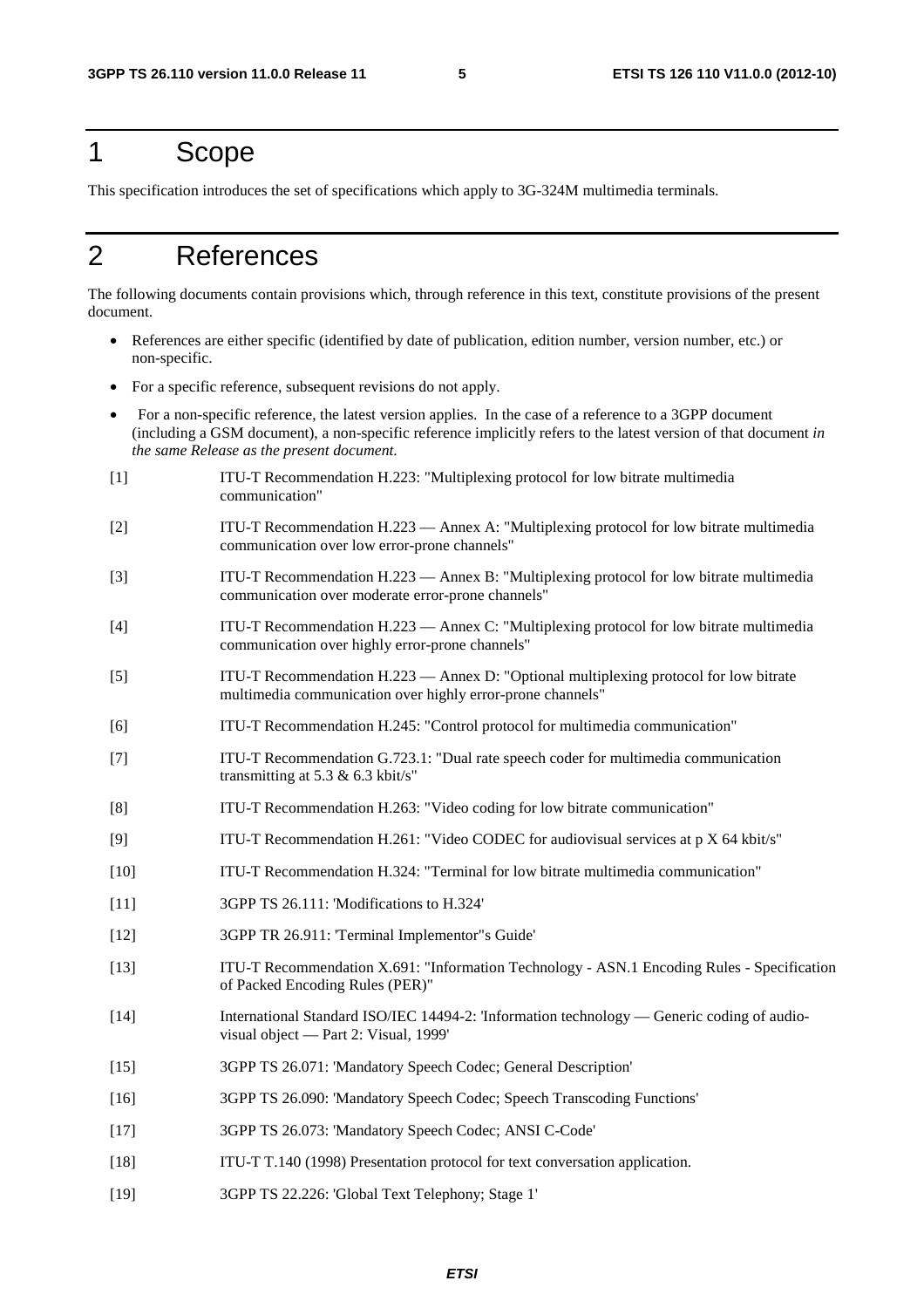# 1 Scope

This specification introduces the set of specifications which apply to 3G-324M multimedia terminals.

# 2 References

The following documents contain provisions which, through reference in this text, constitute provisions of the present document.

- References are either specific (identified by date of publication, edition number, version number, etc.) or non-specific.
- For a specific reference, subsequent revisions do not apply.
- For a non-specific reference, the latest version applies. In the case of a reference to a 3GPP document (including a GSM document), a non-specific reference implicitly refers to the latest version of that document *in the same Release as the present document.*

[1] ITU-T Recommendation H.223: "Multiplexing protocol for low bitrate multimedia communication"

[2] ITU-T Recommendation H.223 — Annex A: "Multiplexing protocol for low bitrate multimedia communication over low error-prone channels"

[3] ITU-T Recommendation H.223 — Annex B: "Multiplexing protocol for low bitrate multimedia communication over moderate error-prone channels"

[4] ITU-T Recommendation H.223 — Annex C: "Multiplexing protocol for low bitrate multimedia communication over highly error-prone channels"

[5] ITU-T Recommendation H.223 — Annex D: "Optional multiplexing protocol for low bitrate multimedia communication over highly error-prone channels"

[6] ITU-T Recommendation H.245: "Control protocol for multimedia communication"

[7] ITU-T Recommendation G.723.1: "Dual rate speech coder for multimedia communication transmitting at 5.3 & 6.3 kbit/s"

[8] ITU-T Recommendation H.263: "Video coding for low bitrate communication"

[9] ITU-T Recommendation H.261: "Video CODEC for audiovisual services at p X 64 kbit/s"

[10] ITU-T Recommendation H.324: "Terminal for low bitrate multimedia communication"

[11] 3GPP TS 26.111: 'Modifications to H.324'

[12] 3GPP TR 26.911: 'Terminal Implementor"s Guide'

[13] ITU-T Recommendation X.691: "Information Technology - ASN.1 Encoding Rules - Specification of Packed Encoding Rules (PER)"

[14] International Standard ISO/IEC 14494-2: 'Information technology — Generic coding of audio-visual object — Part 2: Visual, 1999'

[15] 3GPP TS 26.071: 'Mandatory Speech Codec; General Description'

[16] 3GPP TS 26.090: 'Mandatory Speech Codec; Speech Transcoding Functions'

[17] 3GPP TS 26.073: 'Mandatory Speech Codec; ANSI C-Code'

[18] ITU-T T.140 (1998) Presentation protocol for text conversation application.

[19] 3GPP TS 22.226: 'Global Text Telephony; Stage 1'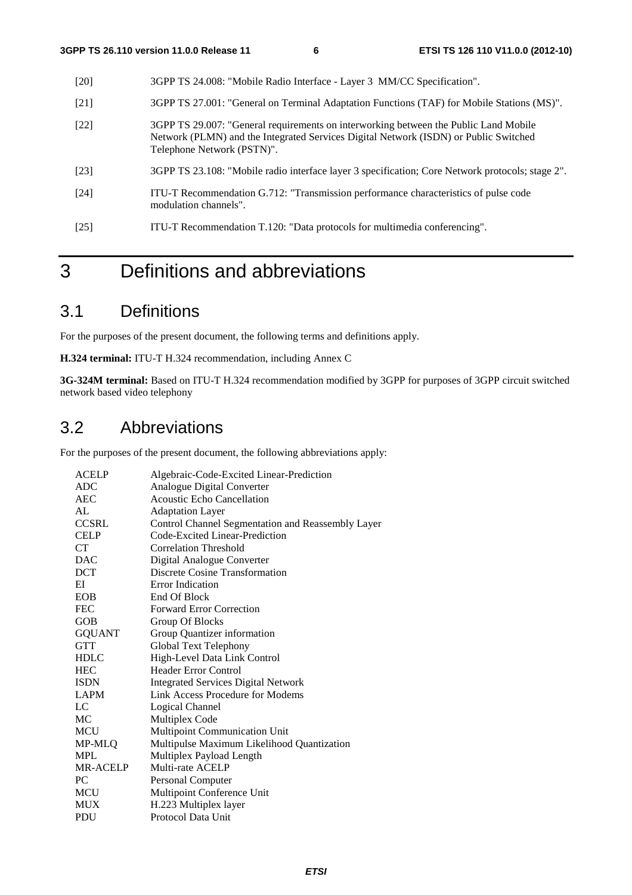[20] 3GPP TS 24.008: "Mobile Radio Interface - Layer 3 MM/CC Specification".

[21] 3GPP TS 27.001: "General on Terminal Adaptation Functions (TAF) for Mobile Stations (MS)".

[22] 3GPP TS 29.007: "General requirements on interworking between the Public Land Mobile Network (PLMN) and the Integrated Services Digital Network (ISDN) or Public Switched Telephone Network (PSTN)".

[23] 3GPP TS 23.108: "Mobile radio interface layer 3 specification; Core Network protocols; stage 2".

[24] ITU-T Recommendation G.712: "Transmission performance characteristics of pulse code modulation channels".

[25] ITU-T Recommendation T.120: "Data protocols for multimedia conferencing".

# 3 Definitions and abbreviations

## 3.1 Definitions

For the purposes of the present document, the following terms and definitions apply.

**H.324 terminal:** ITU-T H.324 recommendation, including Annex C

**3G-324M terminal:** Based on ITU-T H.324 recommendation modified by 3GPP for purposes of 3GPP circuit switched network based video telephony

## 3.2 Abbreviations

For the purposes of the present document, the following abbreviations apply:

| | |
|---|---|
| ACELP | Algebraic-Code-Excited Linear-Prediction |
| ADC | Analogue Digital Converter |
| AEC | Acoustic Echo Cancellation |
| AL | Adaptation Layer |
| CCSRL | Control Channel Segmentation and Reassembly Layer |
| CELP | Code-Excited Linear-Prediction |
| CT | Correlation Threshold |
| DAC | Digital Analogue Converter |
| DCT | Discrete Cosine Transformation |
| EI | Error Indication |
| EOB | End Of Block |
| FEC | Forward Error Correction |
| GOB | Group Of Blocks |
| GQUANT | Group Quantizer information |
| GTT | Global Text Telephony |
| HDLC | High-Level Data Link Control |
| HEC | Header Error Control |
| ISDN | Integrated Services Digital Network |
| LAPM | Link Access Procedure for Modems |
| LC | Logical Channel |
| MC | Multiplex Code |
| MCU | Multipoint Communication Unit |
| MP-MLQ | Multipulse Maximum Likelihood Quantization |
| MPL | Multiplex Payload Length |
| MR-ACELP | Multi-rate ACELP |
| PC | Personal Computer |
| MCU | Multipoint Conference Unit |
| MUX | H.223 Multiplex layer |
| PDU | Protocol Data Unit |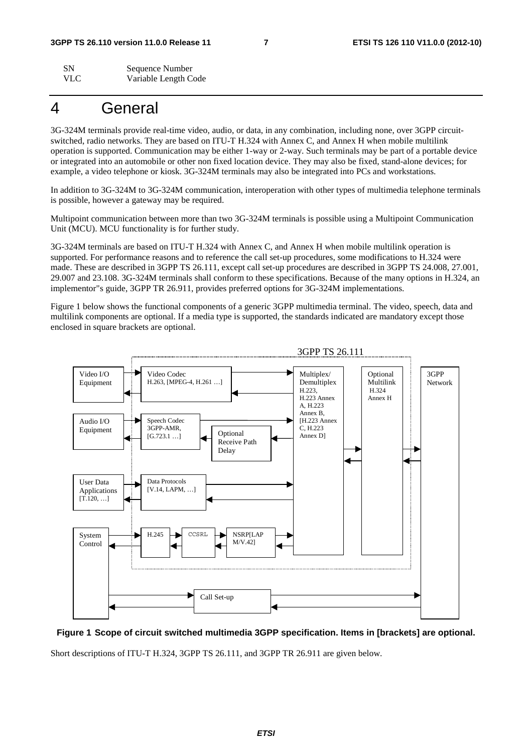| SN | Sequence Number |
|---|---|
| VLC | Variable Length Code |

# 4 General

3G-324M terminals provide real-time video, audio, or data, in any combination, including none, over 3GPP circuit-switched, radio networks. They are based on ITU-T H.324 with Annex C, and Annex H when mobile multilink operation is supported. Communication may be either 1-way or 2-way. Such terminals may be part of a portable device or integrated into an automobile or other non fixed location device. They may also be fixed, stand-alone devices; for example, a video telephone or kiosk. 3G-324M terminals may also be integrated into PCs and workstations.

In addition to 3G-324M to 3G-324M communication, interoperation with other types of multimedia telephone terminals is possible, however a gateway may be required.

Multipoint communication between more than two 3G-324M terminals is possible using a Multipoint Communication Unit (MCU). MCU functionality is for further study.

3G-324M terminals are based on ITU-T H.324 with Annex C, and Annex H when mobile multilink operation is supported. For performance reasons and to reference the call set-up procedures, some modifications to H.324 were made. These are described in 3GPP TS 26.111, except call set-up procedures are described in 3GPP TS 24.008, 27.001, 29.007 and 23.108. 3G-324M terminals shall conform to these specifications. Because of the many options in H.324, an implementor"s guide, 3GPP TR 26.911, provides preferred options for 3G-324M implementations.

Figure 1 below shows the functional components of a generic 3GPP multimedia terminal. The video, speech, data and multilink components are optional. If a media type is supported, the standards indicated are mandatory except those enclosed in square brackets are optional.

3GPP TS 26.111

Video I/O Equipment | Video Codec H.263, [MPEG-4, H.261 …]

Audio I/O Equipment | Speech Codec 3GPP-AMR, [G.723.1 …] | Optional Receive Path Delay

User Data Applications [T.120, …] | Data Protocols [V.14, LAPM, …]

System Control | H.245 | CCSRL | NSRP[LAPM/V.42]

Multiplex/ Demultiplex H.223, H.223 Annex A, H.223 Annex B, [H.223 Annex C, H.223 Annex D]

Optional Multilink H.324 Annex H

3GPP Network

Call Set-up

**Figure 1 Scope of circuit switched multimedia 3GPP specification. Items in [brackets] are optional.**

Short descriptions of ITU-T H.324, 3GPP TS 26.111, and 3GPP TR 26.911 are given below.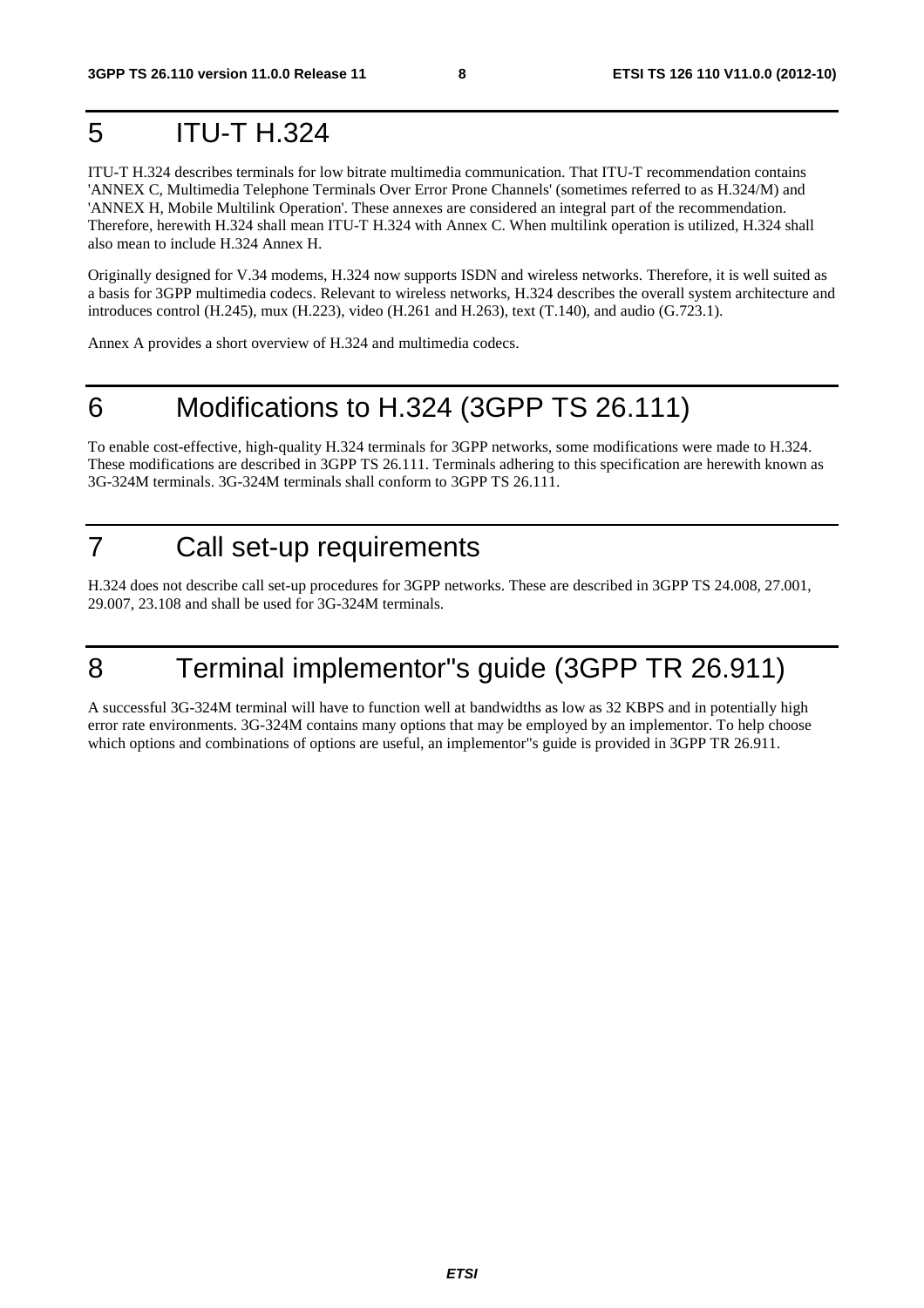# 5 ITU-T H.324

ITU-T H.324 describes terminals for low bitrate multimedia communication. That ITU-T recommendation contains 'ANNEX C, Multimedia Telephone Terminals Over Error Prone Channels' (sometimes referred to as H.324/M) and 'ANNEX H, Mobile Multilink Operation'. These annexes are considered an integral part of the recommendation. Therefore, herewith H.324 shall mean ITU-T H.324 with Annex C. When multilink operation is utilized, H.324 shall also mean to include H.324 Annex H.

Originally designed for V.34 modems, H.324 now supports ISDN and wireless networks. Therefore, it is well suited as a basis for 3GPP multimedia codecs. Relevant to wireless networks, H.324 describes the overall system architecture and introduces control (H.245), mux (H.223), video (H.261 and H.263), text (T.140), and audio (G.723.1).

Annex A provides a short overview of H.324 and multimedia codecs.

# 6 Modifications to H.324 (3GPP TS 26.111)

To enable cost-effective, high-quality H.324 terminals for 3GPP networks, some modifications were made to H.324. These modifications are described in 3GPP TS 26.111. Terminals adhering to this specification are herewith known as 3G-324M terminals. 3G-324M terminals shall conform to 3GPP TS 26.111.

# 7 Call set-up requirements

H.324 does not describe call set-up procedures for 3GPP networks. These are described in 3GPP TS 24.008, 27.001, 29.007, 23.108 and shall be used for 3G-324M terminals.

# 8 Terminal implementor"s guide (3GPP TR 26.911)

A successful 3G-324M terminal will have to function well at bandwidths as low as 32 KBPS and in potentially high error rate environments. 3G-324M contains many options that may be employed by an implementor. To help choose which options and combinations of options are useful, an implementor"s guide is provided in 3GPP TR 26.911.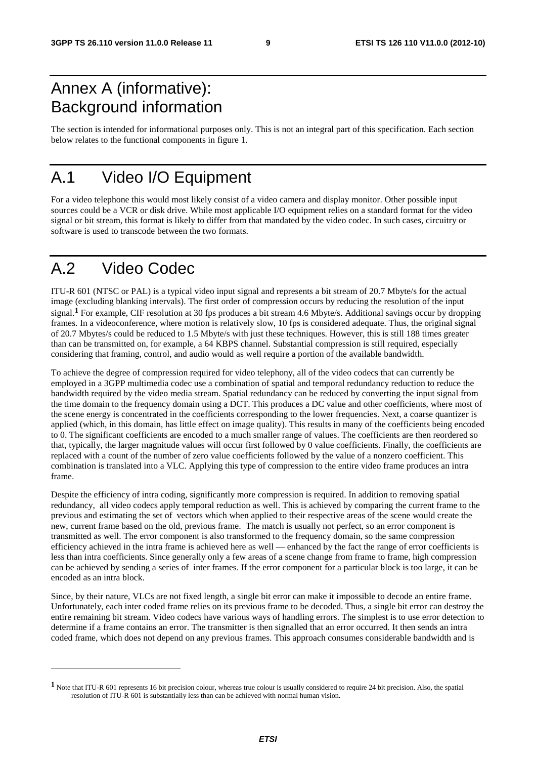# Annex A (informative): Background information

The section is intended for informational purposes only. This is not an integral part of this specification. Each section below relates to the functional components in figure 1.

# A.1 Video I/O Equipment

For a video telephone this would most likely consist of a video camera and display monitor. Other possible input sources could be a VCR or disk drive. While most applicable I/O equipment relies on a standard format for the video signal or bit stream, this format is likely to differ from that mandated by the video codec. In such cases, circuitry or software is used to transcode between the two formats.

# A.2 Video Codec

ITU-R 601 (NTSC or PAL) is a typical video input signal and represents a bit stream of 20.7 Mbyte/s for the actual image (excluding blanking intervals). The first order of compression occurs by reducing the resolution of the input signal.[1] For example, CIF resolution at 30 fps produces a bit stream 4.6 Mbyte/s. Additional savings occur by dropping frames. In a videoconference, where motion is relatively slow, 10 fps is considered adequate. Thus, the original signal of 20.7 Mbytes/s could be reduced to 1.5 Mbyte/s with just these techniques. However, this is still 188 times greater than can be transmitted on, for example, a 64 KBPS channel. Substantial compression is still required, especially considering that framing, control, and audio would as well require a portion of the available bandwidth.

To achieve the degree of compression required for video telephony, all of the video codecs that can currently be employed in a 3GPP multimedia codec use a combination of spatial and temporal redundancy reduction to reduce the bandwidth required by the video media stream. Spatial redundancy can be reduced by converting the input signal from the time domain to the frequency domain using a DCT. This produces a DC value and other coefficients, where most of the scene energy is concentrated in the coefficients corresponding to the lower frequencies. Next, a coarse quantizer is applied (which, in this domain, has little effect on image quality). This results in many of the coefficients being encoded to 0. The significant coefficients are encoded to a much smaller range of values. The coefficients are then reordered so that, typically, the larger magnitude values will occur first followed by 0 value coefficients. Finally, the coefficients are replaced with a count of the number of zero value coefficients followed by the value of a nonzero coefficient. This combination is translated into a VLC. Applying this type of compression to the entire video frame produces an intra frame.

Despite the efficiency of intra coding, significantly more compression is required. In addition to removing spatial redundancy, all video codecs apply temporal reduction as well. This is achieved by comparing the current frame to the previous and estimating the set of vectors which when applied to their respective areas of the scene would create the new, current frame based on the old, previous frame. The match is usually not perfect, so an error component is transmitted as well. The error component is also transformed to the frequency domain, so the same compression efficiency achieved in the intra frame is achieved here as well — enhanced by the fact the range of error coefficients is less than intra coefficients. Since generally only a few areas of a scene change from frame to frame, high compression can be achieved by sending a series of inter frames. If the error component for a particular block is too large, it can be encoded as an intra block.

Since, by their nature, VLCs are not fixed length, a single bit error can make it impossible to decode an entire frame. Unfortunately, each inter coded frame relies on its previous frame to be decoded. Thus, a single bit error can destroy the entire remaining bit stream. Video codecs have various ways of handling errors. The simplest is to use error detection to determine if a frame contains an error. The transmitter is then signalled that an error occurred. It then sends an intra coded frame, which does not depend on any previous frames. This approach consumes considerable bandwidth and is

[1] Note that ITU-R 601 represents 16 bit precision colour, whereas true colour is usually considered to require 24 bit precision. Also, the spatial resolution of ITU-R 601 is substantially less than can be achieved with normal human vision.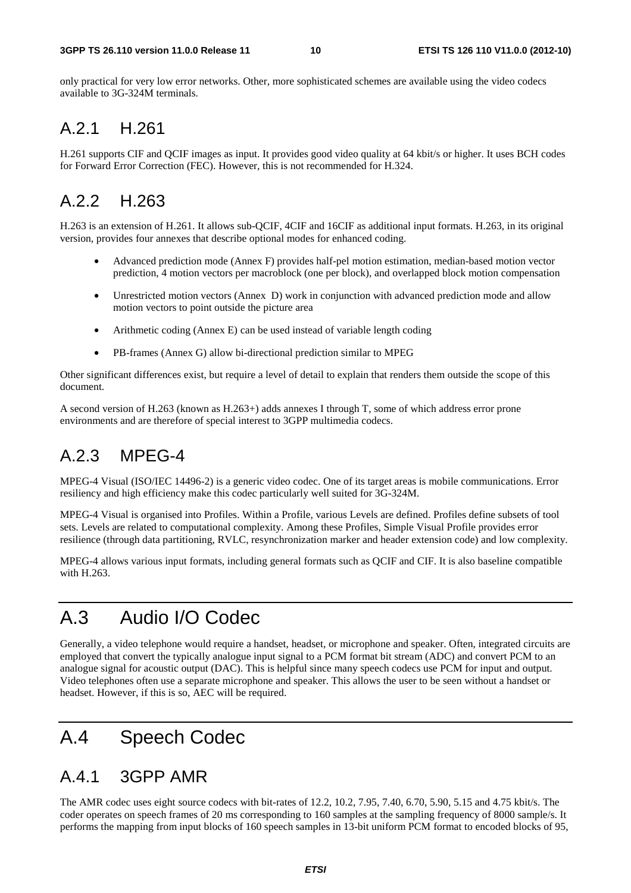only practical for very low error networks. Other, more sophisticated schemes are available using the video codecs available to 3G-324M terminals.

## A.2.1 H.261

H.261 supports CIF and QCIF images as input. It provides good video quality at 64 kbit/s or higher. It uses BCH codes for Forward Error Correction (FEC). However, this is not recommended for H.324.

## A.2.2 H.263

H.263 is an extension of H.261. It allows sub-QCIF, 4CIF and 16CIF as additional input formats. H.263, in its original version, provides four annexes that describe optional modes for enhanced coding.

- Advanced prediction mode (Annex F) provides half-pel motion estimation, median-based motion vector prediction, 4 motion vectors per macroblock (one per block), and overlapped block motion compensation
- Unrestricted motion vectors (Annex D) work in conjunction with advanced prediction mode and allow motion vectors to point outside the picture area
- Arithmetic coding (Annex E) can be used instead of variable length coding
- PB-frames (Annex G) allow bi-directional prediction similar to MPEG

Other significant differences exist, but require a level of detail to explain that renders them outside the scope of this document.

A second version of H.263 (known as H.263+) adds annexes I through T, some of which address error prone environments and are therefore of special interest to 3GPP multimedia codecs.

## A.2.3 MPEG-4

MPEG-4 Visual (ISO/IEC 14496-2) is a generic video codec. One of its target areas is mobile communications. Error resiliency and high efficiency make this codec particularly well suited for 3G-324M.

MPEG-4 Visual is organised into Profiles. Within a Profile, various Levels are defined. Profiles define subsets of tool sets. Levels are related to computational complexity. Among these Profiles, Simple Visual Profile provides error resilience (through data partitioning, RVLC, resynchronization marker and header extension code) and low complexity.

MPEG-4 allows various input formats, including general formats such as QCIF and CIF. It is also baseline compatible with H.263.

# A.3 Audio I/O Codec

Generally, a video telephone would require a handset, headset, or microphone and speaker. Often, integrated circuits are employed that convert the typically analogue input signal to a PCM format bit stream (ADC) and convert PCM to an analogue signal for acoustic output (DAC). This is helpful since many speech codecs use PCM for input and output. Video telephones often use a separate microphone and speaker. This allows the user to be seen without a handset or headset. However, if this is so, AEC will be required.

# A.4 Speech Codec

## A.4.1 3GPP AMR

The AMR codec uses eight source codecs with bit-rates of 12.2, 10.2, 7.95, 7.40, 6.70, 5.90, 5.15 and 4.75 kbit/s. The coder operates on speech frames of 20 ms corresponding to 160 samples at the sampling frequency of 8000 sample/s. It performs the mapping from input blocks of 160 speech samples in 13-bit uniform PCM format to encoded blocks of 95,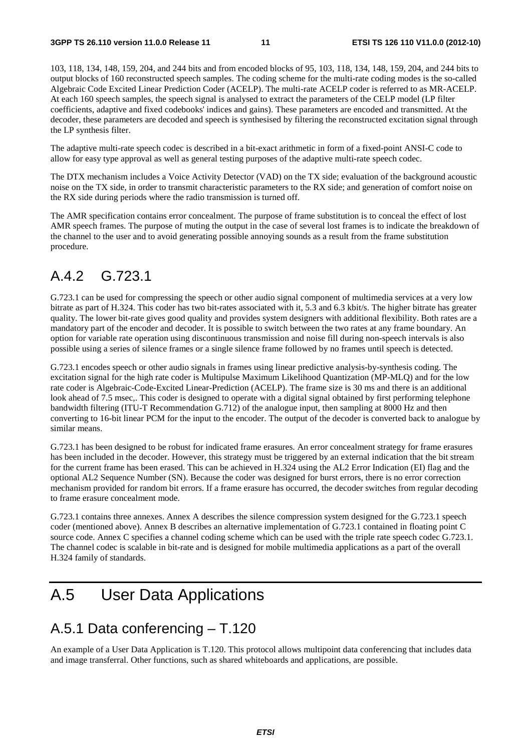103, 118, 134, 148, 159, 204, and 244 bits and from encoded blocks of 95, 103, 118, 134, 148, 159, 204, and 244 bits to output blocks of 160 reconstructed speech samples. The coding scheme for the multi-rate coding modes is the so-called Algebraic Code Excited Linear Prediction Coder (ACELP). The multi-rate ACELP coder is referred to as MR-ACELP. At each 160 speech samples, the speech signal is analysed to extract the parameters of the CELP model (LP filter coefficients, adaptive and fixed codebooks' indices and gains). These parameters are encoded and transmitted. At the decoder, these parameters are decoded and speech is synthesised by filtering the reconstructed excitation signal through the LP synthesis filter.

The adaptive multi-rate speech codec is described in a bit-exact arithmetic in form of a fixed-point ANSI-C code to allow for easy type approval as well as general testing purposes of the adaptive multi-rate speech codec.

The DTX mechanism includes a Voice Activity Detector (VAD) on the TX side; evaluation of the background acoustic noise on the TX side, in order to transmit characteristic parameters to the RX side; and generation of comfort noise on the RX side during periods where the radio transmission is turned off.

The AMR specification contains error concealment. The purpose of frame substitution is to conceal the effect of lost AMR speech frames. The purpose of muting the output in the case of several lost frames is to indicate the breakdown of the channel to the user and to avoid generating possible annoying sounds as a result from the frame substitution procedure.

## A.4.2 G.723.1

G.723.1 can be used for compressing the speech or other audio signal component of multimedia services at a very low bitrate as part of H.324. This coder has two bit-rates associated with it, 5.3 and 6.3 kbit/s. The higher bitrate has greater quality. The lower bit-rate gives good quality and provides system designers with additional flexibility. Both rates are a mandatory part of the encoder and decoder. It is possible to switch between the two rates at any frame boundary. An option for variable rate operation using discontinuous transmission and noise fill during non-speech intervals is also possible using a series of silence frames or a single silence frame followed by no frames until speech is detected.

G.723.1 encodes speech or other audio signals in frames using linear predictive analysis-by-synthesis coding. The excitation signal for the high rate coder is Multipulse Maximum Likelihood Quantization (MP-MLQ) and for the low rate coder is Algebraic-Code-Excited Linear-Prediction (ACELP). The frame size is 30 ms and there is an additional look ahead of 7.5 msec,. This coder is designed to operate with a digital signal obtained by first performing telephone bandwidth filtering (ITU-T Recommendation G.712) of the analogue input, then sampling at 8000 Hz and then converting to 16-bit linear PCM for the input to the encoder. The output of the decoder is converted back to analogue by similar means.

G.723.1 has been designed to be robust for indicated frame erasures. An error concealment strategy for frame erasures has been included in the decoder. However, this strategy must be triggered by an external indication that the bit stream for the current frame has been erased. This can be achieved in H.324 using the AL2 Error Indication (EI) flag and the optional AL2 Sequence Number (SN). Because the coder was designed for burst errors, there is no error correction mechanism provided for random bit errors. If a frame erasure has occurred, the decoder switches from regular decoding to frame erasure concealment mode.

G.723.1 contains three annexes. Annex A describes the silence compression system designed for the G.723.1 speech coder (mentioned above). Annex B describes an alternative implementation of G.723.1 contained in floating point C source code. Annex C specifies a channel coding scheme which can be used with the triple rate speech codec G.723.1. The channel codec is scalable in bit-rate and is designed for mobile multimedia applications as a part of the overall H.324 family of standards.

# A.5 User Data Applications

## A.5.1 Data conferencing – T.120

An example of a User Data Application is T.120. This protocol allows multipoint data conferencing that includes data and image transferral. Other functions, such as shared whiteboards and applications, are possible.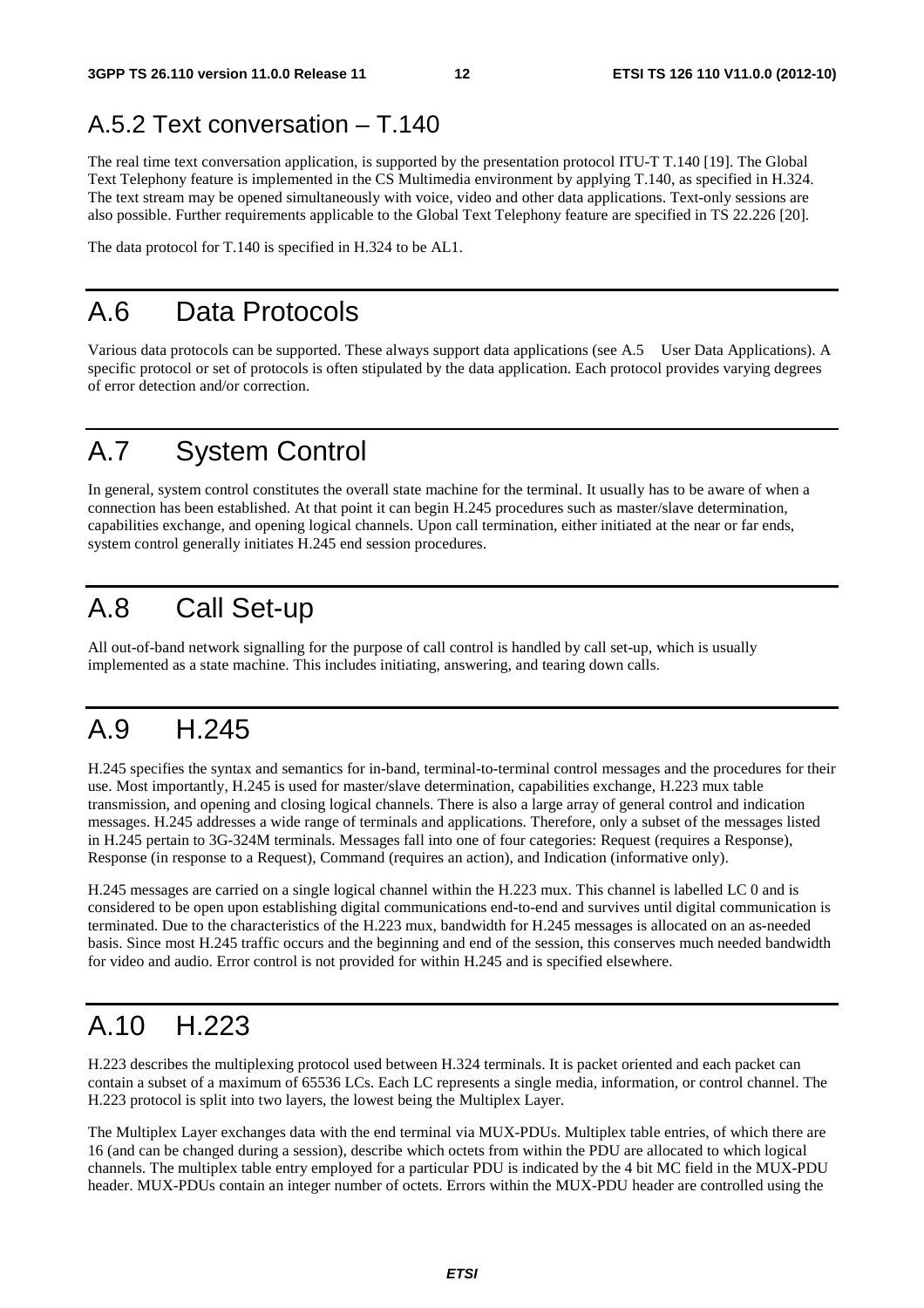### A.5.2 Text conversation – T.140

The real time text conversation application, is supported by the presentation protocol ITU-T T.140 [19]. The Global Text Telephony feature is implemented in the CS Multimedia environment by applying T.140, as specified in H.324. The text stream may be opened simultaneously with voice, video and other data applications. Text-only sessions are also possible. Further requirements applicable to the Global Text Telephony feature are specified in TS 22.226 [20].

The data protocol for T.140 is specified in H.324 to be AL1.

## A.6 Data Protocols

Various data protocols can be supported. These always support data applications (see A.5 User Data Applications). A specific protocol or set of protocols is often stipulated by the data application. Each protocol provides varying degrees of error detection and/or correction.

## A.7 System Control

In general, system control constitutes the overall state machine for the terminal. It usually has to be aware of when a connection has been established. At that point it can begin H.245 procedures such as master/slave determination, capabilities exchange, and opening logical channels. Upon call termination, either initiated at the near or far ends, system control generally initiates H.245 end session procedures.

## A.8 Call Set-up

All out-of-band network signalling for the purpose of call control is handled by call set-up, which is usually implemented as a state machine. This includes initiating, answering, and tearing down calls.

## A.9 H.245

H.245 specifies the syntax and semantics for in-band, terminal-to-terminal control messages and the procedures for their use. Most importantly, H.245 is used for master/slave determination, capabilities exchange, H.223 mux table transmission, and opening and closing logical channels. There is also a large array of general control and indication messages. H.245 addresses a wide range of terminals and applications. Therefore, only a subset of the messages listed in H.245 pertain to 3G-324M terminals. Messages fall into one of four categories: Request (requires a Response), Response (in response to a Request), Command (requires an action), and Indication (informative only).

H.245 messages are carried on a single logical channel within the H.223 mux. This channel is labelled LC 0 and is considered to be open upon establishing digital communications end-to-end and survives until digital communication is terminated. Due to the characteristics of the H.223 mux, bandwidth for H.245 messages is allocated on an as-needed basis. Since most H.245 traffic occurs and the beginning and end of the session, this conserves much needed bandwidth for video and audio. Error control is not provided for within H.245 and is specified elsewhere.

## A.10 H.223

H.223 describes the multiplexing protocol used between H.324 terminals. It is packet oriented and each packet can contain a subset of a maximum of 65536 LCs. Each LC represents a single media, information, or control channel. The H.223 protocol is split into two layers, the lowest being the Multiplex Layer.

The Multiplex Layer exchanges data with the end terminal via MUX-PDUs. Multiplex table entries, of which there are 16 (and can be changed during a session), describe which octets from within the PDU are allocated to which logical channels. The multiplex table entry employed for a particular PDU is indicated by the 4 bit MC field in the MUX-PDU header. MUX-PDUs contain an integer number of octets. Errors within the MUX-PDU header are controlled using the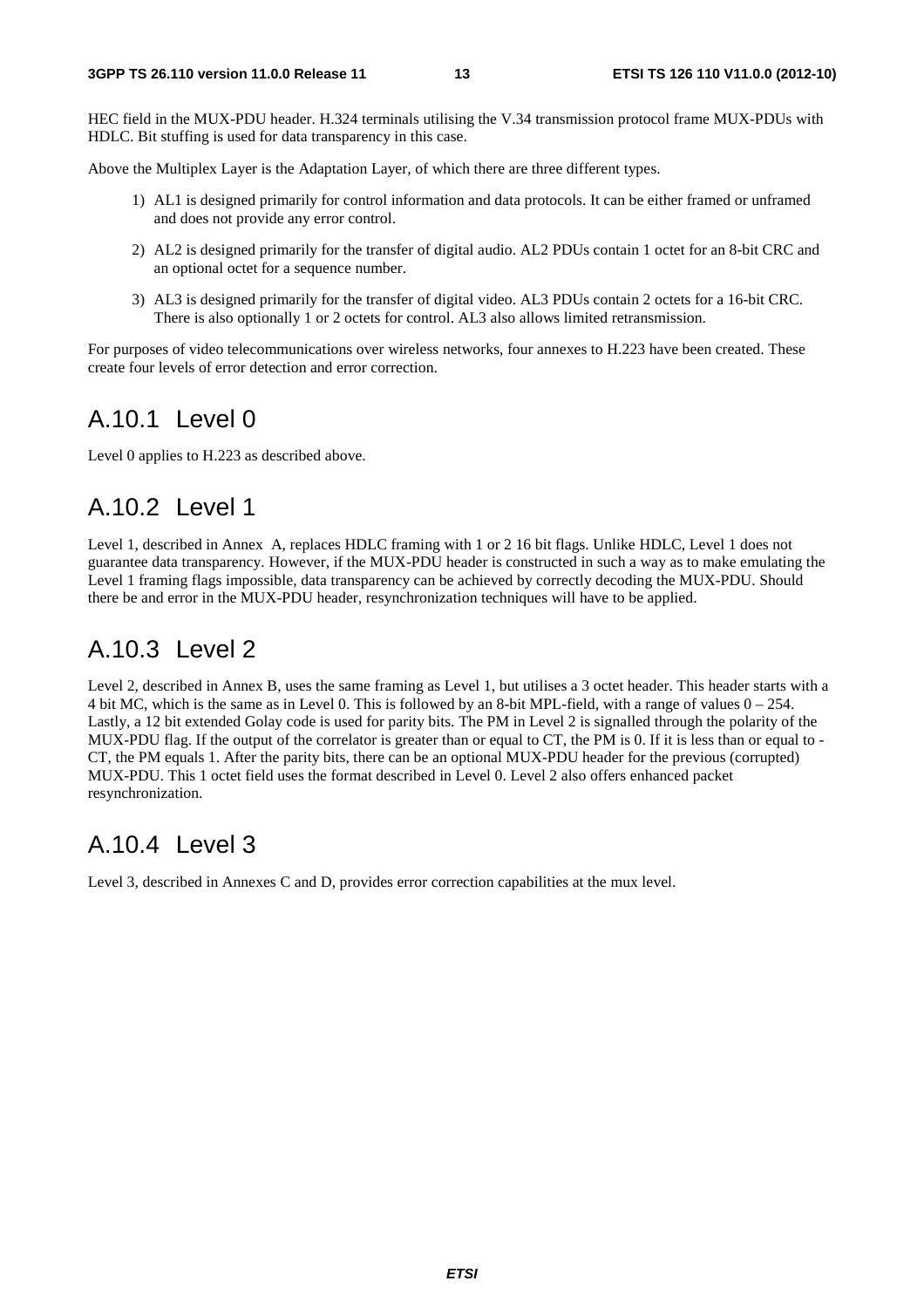HEC field in the MUX-PDU header. H.324 terminals utilising the V.34 transmission protocol frame MUX-PDUs with HDLC. Bit stuffing is used for data transparency in this case.

Above the Multiplex Layer is the Adaptation Layer, of which there are three different types.

1) AL1 is designed primarily for control information and data protocols. It can be either framed or unframed and does not provide any error control.

2) AL2 is designed primarily for the transfer of digital audio. AL2 PDUs contain 1 octet for an 8-bit CRC and an optional octet for a sequence number.

3) AL3 is designed primarily for the transfer of digital video. AL3 PDUs contain 2 octets for a 16-bit CRC. There is also optionally 1 or 2 octets for control. AL3 also allows limited retransmission.

For purposes of video telecommunications over wireless networks, four annexes to H.223 have been created. These create four levels of error detection and error correction.

## A.10.1 Level 0

Level 0 applies to H.223 as described above.

## A.10.2 Level 1

Level 1, described in Annex A, replaces HDLC framing with 1 or 2 16 bit flags. Unlike HDLC, Level 1 does not guarantee data transparency. However, if the MUX-PDU header is constructed in such a way as to make emulating the Level 1 framing flags impossible, data transparency can be achieved by correctly decoding the MUX-PDU. Should there be and error in the MUX-PDU header, resynchronization techniques will have to be applied.

## A.10.3 Level 2

Level 2, described in Annex B, uses the same framing as Level 1, but utilises a 3 octet header. This header starts with a 4 bit MC, which is the same as in Level 0. This is followed by an 8-bit MPL-field, with a range of values 0 – 254. Lastly, a 12 bit extended Golay code is used for parity bits. The PM in Level 2 is signalled through the polarity of the MUX-PDU flag. If the output of the correlator is greater than or equal to CT, the PM is 0. If it is less than or equal to -CT, the PM equals 1. After the parity bits, there can be an optional MUX-PDU header for the previous (corrupted) MUX-PDU. This 1 octet field uses the format described in Level 0. Level 2 also offers enhanced packet resynchronization.

## A.10.4 Level 3

Level 3, described in Annexes C and D, provides error correction capabilities at the mux level.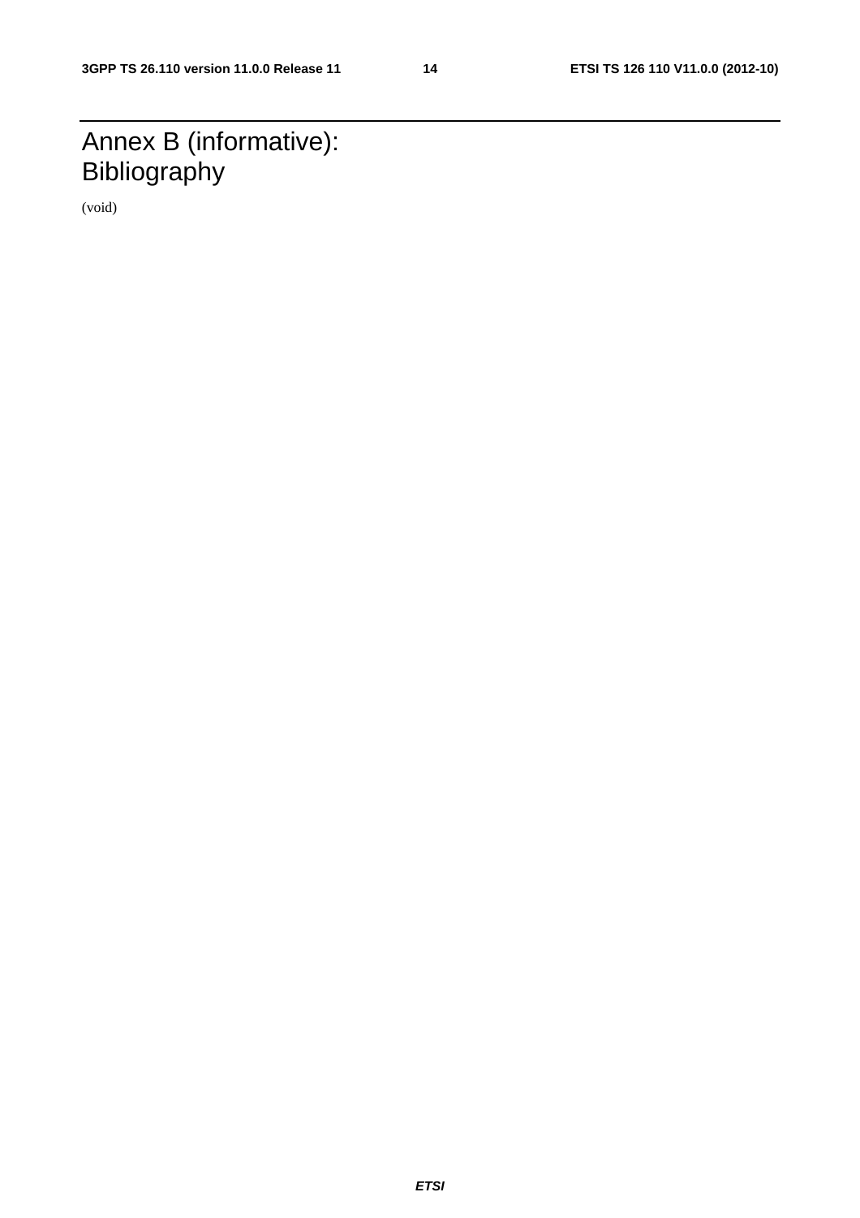# Annex B (informative): Bibliography

(void)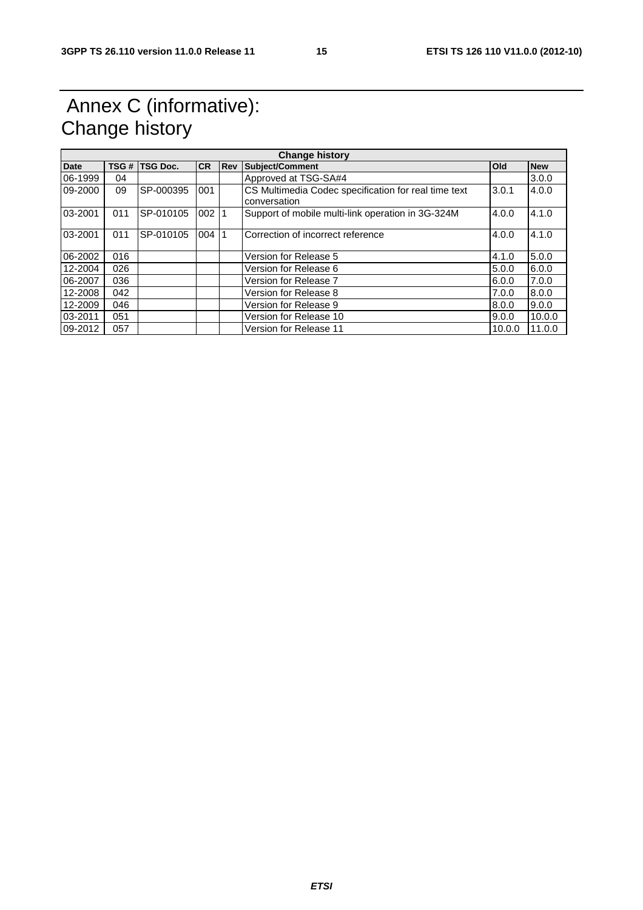# Annex C (informative): Change history

| Change history | | | | | | | |
|---|---|---|---|---|---|---|---|
| **Date** | **TSG #** | **TSG Doc.** | **CR** | **Rev** | **Subject/Comment** | **Old** | **New** |
| 06-1999 | 04 | | | | Approved at TSG-SA#4 | | 3.0.0 |
| 09-2000 | 09 | SP-000395 | 001 | | CS Multimedia Codec specification for real time text conversation | 3.0.1 | 4.0.0 |
| 03-2001 | 011 | SP-010105 | 002 | 1 | Support of mobile multi-link operation in 3G-324M | 4.0.0 | 4.1.0 |
| 03-2001 | 011 | SP-010105 | 004 | 1 | Correction of incorrect reference | 4.0.0 | 4.1.0 |
| 06-2002 | 016 | | | | Version for Release 5 | 4.1.0 | 5.0.0 |
| 12-2004 | 026 | | | | Version for Release 6 | 5.0.0 | 6.0.0 |
| 06-2007 | 036 | | | | Version for Release 7 | 6.0.0 | 7.0.0 |
| 12-2008 | 042 | | | | Version for Release 8 | 7.0.0 | 8.0.0 |
| 12-2009 | 046 | | | | Version for Release 9 | 8.0.0 | 9.0.0 |
| 03-2011 | 051 | | | | Version for Release 10 | 9.0.0 | 10.0.0 |
| 09-2012 | 057 | | | | Version for Release 11 | 10.0.0 | 11.0.0 |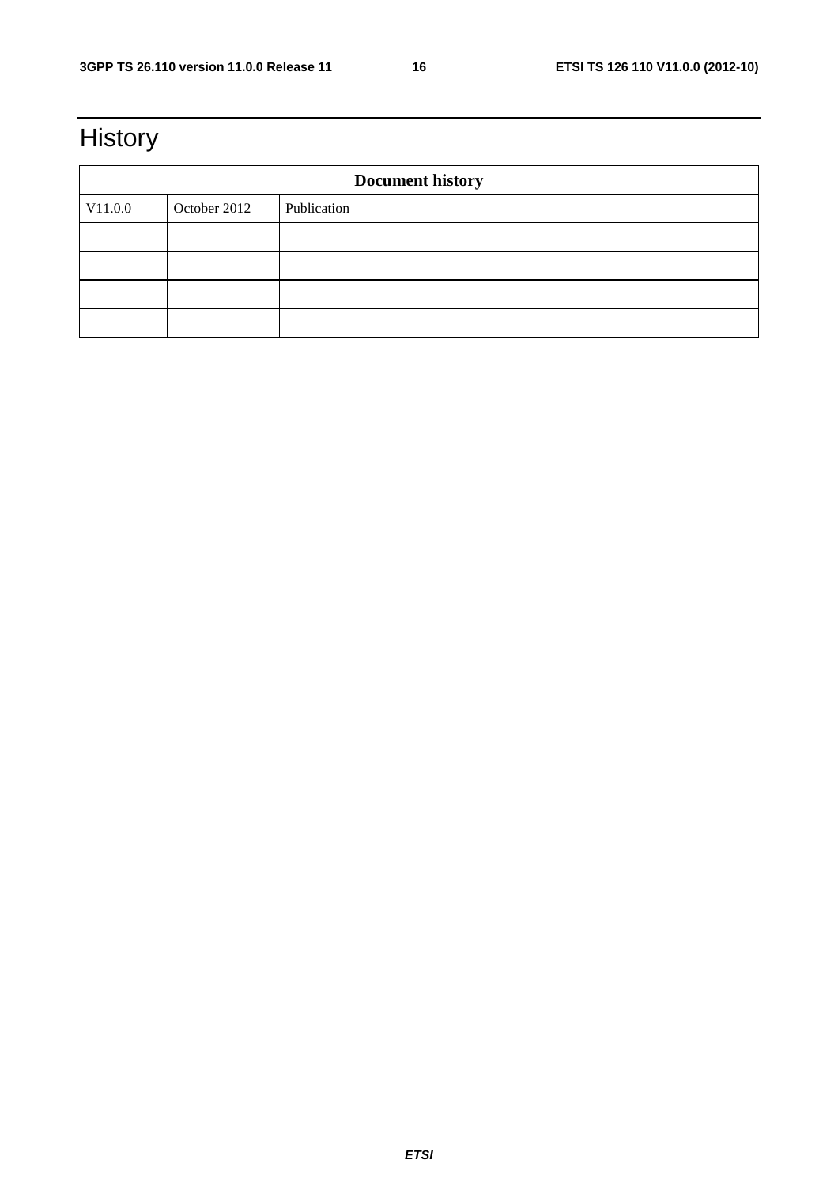# History

| Document history | | |
|---|---|---|
| V11.0.0 | October 2012 | Publication |
| | | |
| | | |
| | | |
| | | |